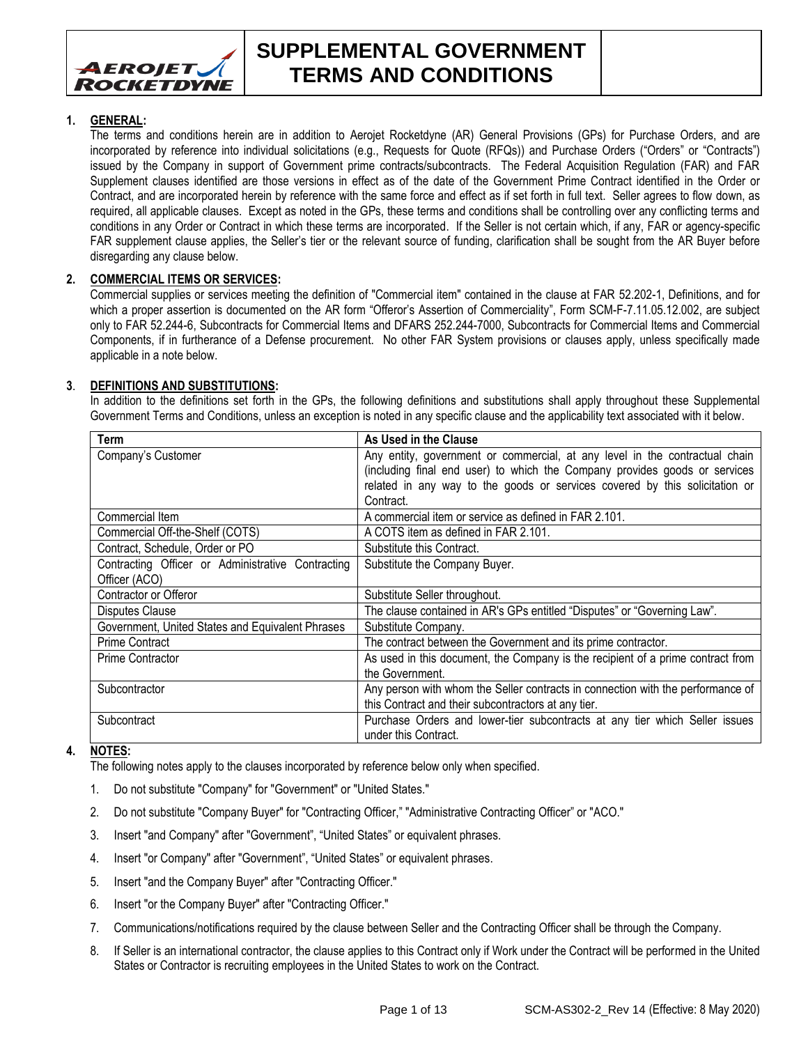# SUPPLEMENTAL GOVERNMENT TERMS AND CONDITIONS

## 1. GENERAL:

The terms and conditions herein are in addition to Aerojet Rocketdyne (AR) General Provisions (GPs) for Purchase Orders, and are incorporated by reference into individual solicitations (e.g., Requests for Quote (RFQs)) and Purchase Orders ("Orders" or "Contracts") issued by the Company in support of Government prime contracts/subcontracts. The Federal Acquisition Regulation (FAR) and FAR Supplement clauses identified are those versions in effect as of the date of the Government Prime Contract identified in the Order or Contract, and are incorporated herein by reference with the same force and effect as if set forth in full text. Seller agrees to flow down, as required, all applicable clauses. Except as noted in the GPs, these terms and conditions shall be controlling over any conflicting terms and conditions in any Order or Contract in which these terms are incorporated. If the Seller is not certain which, if any, FAR or agency-specific FAR supplement clause applies, the Seller's tier or the relevant source of funding, clarification shall be sought from the AR Buyer before disregarding any clause below.

## 2. COMMERCIAL ITEMS OR SERVICES:

Commercial supplies or services meeting the definition of "Commercial item" contained in the clause at FAR 52.202-1, Definitions, and for which a proper assertion is documented on the AR form "Offeror's Assertion of Commerciality", Form SCM-F-7.11.05.12.002, are subject only to FAR 52.244-6, Subcontracts for Commercial Items and DFARS 252.244-7000, Subcontracts for Commercial Items and Commercial Components, if in furtherance of a Defense procurement. No other FAR System provisions or clauses apply, unless specifically made applicable in a note below.

## 3. DEFINITIONS AND SUBSTITUTIONS:

In addition to the definitions set forth in the GPs, the following definitions and substitutions shall apply throughout these Supplemental Government Terms and Conditions, unless an exception is noted in any specific clause and the applicability text associated with it below.

| Term | As Used in the Clause |
|---|---|
| Company's Customer | Any entity, government or commercial, at any level in the contractual chain (including final end user) to which the Company provides goods or services related in any way to the goods or services covered by this solicitation or Contract. |
| Commercial Item | A commercial item or service as defined in FAR 2.101. |
| Commercial Off-the-Shelf (COTS) | A COTS item as defined in FAR 2.101. |
| Contract, Schedule, Order or PO | Substitute this Contract. |
| Contracting Officer or Administrative Contracting Officer (ACO) | Substitute the Company Buyer. |
| Contractor or Offeror | Substitute Seller throughout. |
| Disputes Clause | The clause contained in AR's GPs entitled "Disputes" or "Governing Law". |
| Government, United States and Equivalent Phrases | Substitute Company. |
| Prime Contract | The contract between the Government and its prime contractor. |
| Prime Contractor | As used in this document, the Company is the recipient of a prime contract from the Government. |
| Subcontractor | Any person with whom the Seller contracts in connection with the performance of this Contract and their subcontractors at any tier. |
| Subcontract | Purchase Orders and lower-tier subcontracts at any tier which Seller issues under this Contract. |

## 4. NOTES:

The following notes apply to the clauses incorporated by reference below only when specified.

1. Do not substitute "Company" for "Government" or "United States."
2. Do not substitute "Company Buyer" for "Contracting Officer," "Administrative Contracting Officer" or "ACO."
3. Insert "and Company" after "Government", "United States" or equivalent phrases.
4. Insert "or Company" after "Government", "United States" or equivalent phrases.
5. Insert "and the Company Buyer" after "Contracting Officer."
6. Insert "or the Company Buyer" after "Contracting Officer."
7. Communications/notifications required by the clause between Seller and the Contracting Officer shall be through the Company.
8. If Seller is an international contractor, the clause applies to this Contract only if Work under the Contract will be performed in the United States or Contractor is recruiting employees in the United States to work on the Contract.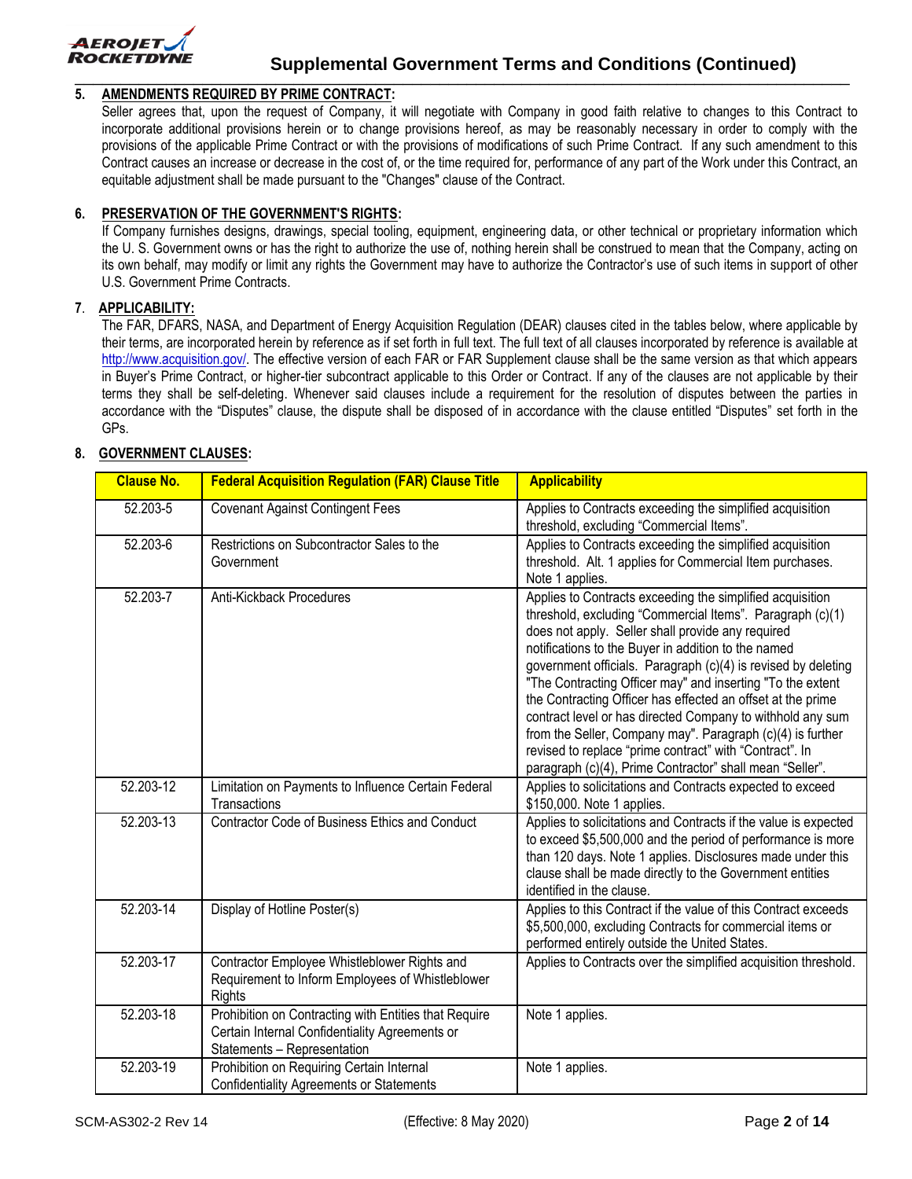**5. AMENDMENTS REQUIRED BY PRIME CONTRACT:**

Seller agrees that, upon the request of Company, it will negotiate with Company in good faith relative to changes to this Contract to incorporate additional provisions herein or to change provisions hereof, as may be reasonably necessary in order to comply with the provisions of the applicable Prime Contract or with the provisions of modifications of such Prime Contract. If any such amendment to this Contract causes an increase or decrease in the cost of, or the time required for, performance of any part of the Work under this Contract, an equitable adjustment shall be made pursuant to the "Changes" clause of the Contract.

**6. PRESERVATION OF THE GOVERNMENT'S RIGHTS:**

If Company furnishes designs, drawings, special tooling, equipment, engineering data, or other technical or proprietary information which the U. S. Government owns or has the right to authorize the use of, nothing herein shall be construed to mean that the Company, acting on its own behalf, may modify or limit any rights the Government may have to authorize the Contractor's use of such items in support of other U.S. Government Prime Contracts.

**7. APPLICABILITY:**

The FAR, DFARS, NASA, and Department of Energy Acquisition Regulation (DEAR) clauses cited in the tables below, where applicable by their terms, are incorporated herein by reference as if set forth in full text. The full text of all clauses incorporated by reference is available at http://www.acquisition.gov/. The effective version of each FAR or FAR Supplement clause shall be the same version as that which appears in Buyer's Prime Contract, or higher-tier subcontract applicable to this Order or Contract. If any of the clauses are not applicable by their terms they shall be self-deleting. Whenever said clauses include a requirement for the resolution of disputes between the parties in accordance with the "Disputes" clause, the dispute shall be disposed of in accordance with the clause entitled "Disputes" set forth in the GPs.

**8. GOVERNMENT CLAUSES:**

| Clause No. | Federal Acquisition Regulation (FAR) Clause Title | Applicability |
|---|---|---|
| 52.203-5 | Covenant Against Contingent Fees | Applies to Contracts exceeding the simplified acquisition threshold, excluding "Commercial Items". |
| 52.203-6 | Restrictions on Subcontractor Sales to the Government | Applies to Contracts exceeding the simplified acquisition threshold. Alt. 1 applies for Commercial Item purchases. Note 1 applies. |
| 52.203-7 | Anti-Kickback Procedures | Applies to Contracts exceeding the simplified acquisition threshold, excluding "Commercial Items". Paragraph (c)(1) does not apply. Seller shall provide any required notifications to the Buyer in addition to the named government officials. Paragraph (c)(4) is revised by deleting "The Contracting Officer may" and inserting "To the extent the Contracting Officer has effected an offset at the prime contract level or has directed Company to withhold any sum from the Seller, Company may". Paragraph (c)(4) is further revised to replace "prime contract" with "Contract". In paragraph (c)(4), Prime Contractor" shall mean "Seller". |
| 52.203-12 | Limitation on Payments to Influence Certain Federal Transactions | Applies to solicitations and Contracts expected to exceed $150,000. Note 1 applies. |
| 52.203-13 | Contractor Code of Business Ethics and Conduct | Applies to solicitations and Contracts if the value is expected to exceed $5,500,000 and the period of performance is more than 120 days. Note 1 applies. Disclosures made under this clause shall be made directly to the Government entities identified in the clause. |
| 52.203-14 | Display of Hotline Poster(s) | Applies to this Contract if the value of this Contract exceeds $5,500,000, excluding Contracts for commercial items or performed entirely outside the United States. |
| 52.203-17 | Contractor Employee Whistleblower Rights and Requirement to Inform Employees of Whistleblower Rights | Applies to Contracts over the simplified acquisition threshold. |
| 52.203-18 | Prohibition on Contracting with Entities that Require Certain Internal Confidentiality Agreements or Statements – Representation | Note 1 applies. |
| 52.203-19 | Prohibition on Requiring Certain Internal Confidentiality Agreements or Statements | Note 1 applies. |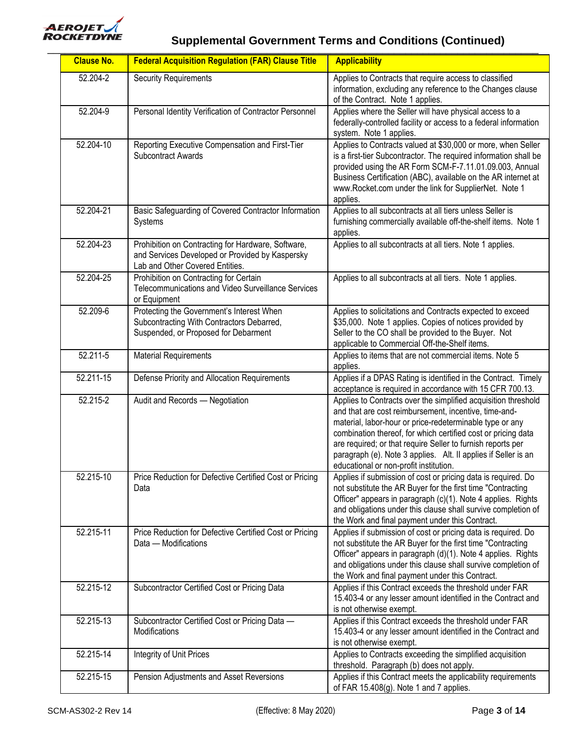# Supplemental Government Terms and Conditions (Continued)

| Clause No. | Federal Acquisition Regulation (FAR) Clause Title | Applicability |
|---|---|---|
| 52.204-2 | Security Requirements | Applies to Contracts that require access to classified information, excluding any reference to the Changes clause of the Contract. Note 1 applies. |
| 52.204-9 | Personal Identity Verification of Contractor Personnel | Applies where the Seller will have physical access to a federally-controlled facility or access to a federal information system. Note 1 applies. |
| 52.204-10 | Reporting Executive Compensation and First-Tier Subcontract Awards | Applies to Contracts valued at $30,000 or more, when Seller is a first-tier Subcontractor. The required information shall be provided using the AR Form SCM-F-7.11.01.09.003, Annual Business Certification (ABC), available on the AR internet at www.Rocket.com under the link for SupplierNet. Note 1 applies. |
| 52.204-21 | Basic Safeguarding of Covered Contractor Information Systems | Applies to all subcontracts at all tiers unless Seller is furnishing commercially available off-the-shelf items. Note 1 applies. |
| 52.204-23 | Prohibition on Contracting for Hardware, Software, and Services Developed or Provided by Kaspersky Lab and Other Covered Entities. | Applies to all subcontracts at all tiers. Note 1 applies. |
| 52.204-25 | Prohibition on Contracting for Certain Telecommunications and Video Surveillance Services or Equipment | Applies to all subcontracts at all tiers. Note 1 applies. |
| 52.209-6 | Protecting the Government's Interest When Subcontracting With Contractors Debarred, Suspended, or Proposed for Debarment | Applies to solicitations and Contracts expected to exceed $35,000. Note 1 applies. Copies of notices provided by Seller to the CO shall be provided to the Buyer. Not applicable to Commercial Off-the-Shelf items. |
| 52.211-5 | Material Requirements | Applies to items that are not commercial items. Note 5 applies. |
| 52.211-15 | Defense Priority and Allocation Requirements | Applies if a DPAS Rating is identified in the Contract. Timely acceptance is required in accordance with 15 CFR 700.13. |
| 52.215-2 | Audit and Records — Negotiation | Applies to Contracts over the simplified acquisition threshold and that are cost reimbursement, incentive, time-and-material, labor-hour or price-redeterminable type or any combination thereof, for which certified cost or pricing data are required; or that require Seller to furnish reports per paragraph (e). Note 3 applies. Alt. II applies if Seller is an educational or non-profit institution. |
| 52.215-10 | Price Reduction for Defective Certified Cost or Pricing Data | Applies if submission of cost or pricing data is required. Do not substitute the AR Buyer for the first time "Contracting Officer" appears in paragraph (c)(1). Note 4 applies. Rights and obligations under this clause shall survive completion of the Work and final payment under this Contract. |
| 52.215-11 | Price Reduction for Defective Certified Cost or Pricing Data — Modifications | Applies if submission of cost or pricing data is required. Do not substitute the AR Buyer for the first time "Contracting Officer" appears in paragraph (d)(1). Note 4 applies. Rights and obligations under this clause shall survive completion of the Work and final payment under this Contract. |
| 52.215-12 | Subcontractor Certified Cost or Pricing Data | Applies if this Contract exceeds the threshold under FAR 15.403-4 or any lesser amount identified in the Contract and is not otherwise exempt. |
| 52.215-13 | Subcontractor Certified Cost or Pricing Data — Modifications | Applies if this Contract exceeds the threshold under FAR 15.403-4 or any lesser amount identified in the Contract and is not otherwise exempt. |
| 52.215-14 | Integrity of Unit Prices | Applies to Contracts exceeding the simplified acquisition threshold. Paragraph (b) does not apply. |
| 52.215-15 | Pension Adjustments and Asset Reversions | Applies if this Contract meets the applicability requirements of FAR 15.408(g). Note 1 and 7 applies. |

SCM-AS302-2 Rev 14 (Effective: 8 May 2020)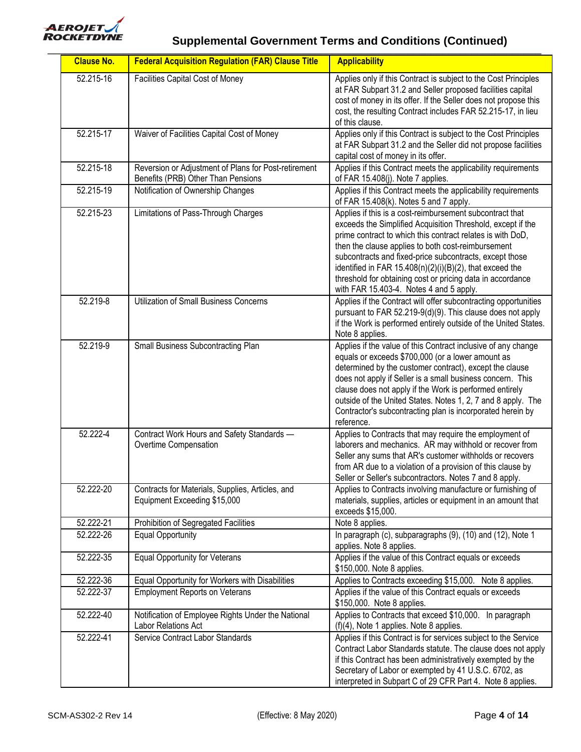| Clause No. | Federal Acquisition Regulation (FAR) Clause Title | Applicability |
|---|---|---|
| 52.215-16 | Facilities Capital Cost of Money | Applies only if this Contract is subject to the Cost Principles at FAR Subpart 31.2 and Seller proposed facilities capital cost of money in its offer. If the Seller does not propose this cost, the resulting Contract includes FAR 52.215-17, in lieu of this clause. |
| 52.215-17 | Waiver of Facilities Capital Cost of Money | Applies only if this Contract is subject to the Cost Principles at FAR Subpart 31.2 and the Seller did not propose facilities capital cost of money in its offer. |
| 52.215-18 | Reversion or Adjustment of Plans for Post-retirement Benefits (PRB) Other Than Pensions | Applies if this Contract meets the applicability requirements of FAR 15.408(j). Note 7 applies. |
| 52.215-19 | Notification of Ownership Changes | Applies if this Contract meets the applicability requirements of FAR 15.408(k). Notes 5 and 7 apply. |
| 52.215-23 | Limitations of Pass-Through Charges | Applies if this is a cost-reimbursement subcontract that exceeds the Simplified Acquisition Threshold, except if the prime contract to which this contract relates is with DoD, then the clause applies to both cost-reimbursement subcontracts and fixed-price subcontracts, except those identified in FAR 15.408(n)(2)(i)(B)(2), that exceed the threshold for obtaining cost or pricing data in accordance with FAR 15.403-4. Notes 4 and 5 apply. |
| 52.219-8 | Utilization of Small Business Concerns | Applies if the Contract will offer subcontracting opportunities pursuant to FAR 52.219-9(d)(9). This clause does not apply if the Work is performed entirely outside of the United States. Note 8 applies. |
| 52.219-9 | Small Business Subcontracting Plan | Applies if the value of this Contract inclusive of any change equals or exceeds $700,000 (or a lower amount as determined by the customer contract), except the clause does not apply if Seller is a small business concern. This clause does not apply if the Work is performed entirely outside of the United States. Notes 1, 2, 7 and 8 apply. The Contractor's subcontracting plan is incorporated herein by reference. |
| 52.222-4 | Contract Work Hours and Safety Standards — Overtime Compensation | Applies to Contracts that may require the employment of laborers and mechanics. AR may withhold or recover from Seller any sums that AR's customer withholds or recovers from AR due to a violation of a provision of this clause by Seller or Seller's subcontractors. Notes 7 and 8 apply. |
| 52.222-20 | Contracts for Materials, Supplies, Articles, and Equipment Exceeding $15,000 | Applies to Contracts involving manufacture or furnishing of materials, supplies, articles or equipment in an amount that exceeds $15,000. |
| 52.222-21 | Prohibition of Segregated Facilities | Note 8 applies. |
| 52.222-26 | Equal Opportunity | In paragraph (c), subparagraphs (9), (10) and (12), Note 1 applies. Note 8 applies. |
| 52.222-35 | Equal Opportunity for Veterans | Applies if the value of this Contract equals or exceeds $150,000. Note 8 applies. |
| 52.222-36 | Equal Opportunity for Workers with Disabilities | Applies to Contracts exceeding $15,000. Note 8 applies. |
| 52.222-37 | Employment Reports on Veterans | Applies if the value of this Contract equals or exceeds $150,000. Note 8 applies. |
| 52.222-40 | Notification of Employee Rights Under the National Labor Relations Act | Applies to Contracts that exceed $10,000. In paragraph (f)(4), Note 1 applies. Note 8 applies. |
| 52.222-41 | Service Contract Labor Standards | Applies if this Contract is for services subject to the Service Contract Labor Standards statute. The clause does not apply if this Contract has been administratively exempted by the Secretary of Labor or exempted by 41 U.S.C. 6702, as interpreted in Subpart C of 29 CFR Part 4. Note 8 applies. |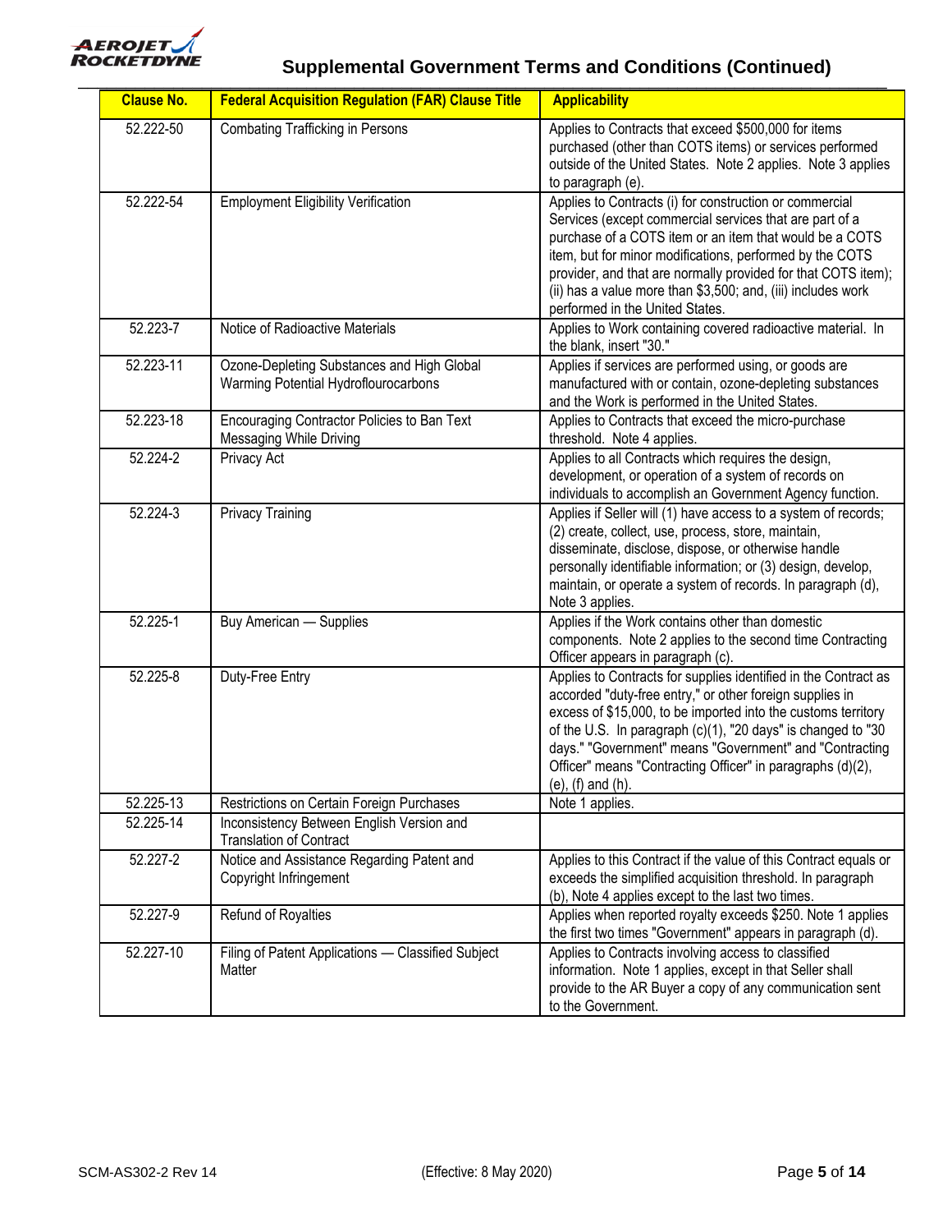## Supplemental Government Terms and Conditions (Continued)

| Clause No. | Federal Acquisition Regulation (FAR) Clause Title | Applicability |
|---|---|---|
| 52.222-50 | Combating Trafficking in Persons | Applies to Contracts that exceed $500,000 for items purchased (other than COTS items) or services performed outside of the United States. Note 2 applies. Note 3 applies to paragraph (e). |
| 52.222-54 | Employment Eligibility Verification | Applies to Contracts (i) for construction or commercial Services (except commercial services that are part of a purchase of a COTS item or an item that would be a COTS item, but for minor modifications, performed by the COTS provider, and that are normally provided for that COTS item); (ii) has a value more than $3,500; and, (iii) includes work performed in the United States. |
| 52.223-7 | Notice of Radioactive Materials | Applies to Work containing covered radioactive material. In the blank, insert "30." |
| 52.223-11 | Ozone-Depleting Substances and High Global Warming Potential Hydroflourocarbons | Applies if services are performed using, or goods are manufactured with or contain, ozone-depleting substances and the Work is performed in the United States. |
| 52.223-18 | Encouraging Contractor Policies to Ban Text Messaging While Driving | Applies to Contracts that exceed the micro-purchase threshold. Note 4 applies. |
| 52.224-2 | Privacy Act | Applies to all Contracts which requires the design, development, or operation of a system of records on individuals to accomplish an Government Agency function. |
| 52.224-3 | Privacy Training | Applies if Seller will (1) have access to a system of records; (2) create, collect, use, process, store, maintain, disseminate, disclose, dispose, or otherwise handle personally identifiable information; or (3) design, develop, maintain, or operate a system of records. In paragraph (d), Note 3 applies. |
| 52.225-1 | Buy American — Supplies | Applies if the Work contains other than domestic components. Note 2 applies to the second time Contracting Officer appears in paragraph (c). |
| 52.225-8 | Duty-Free Entry | Applies to Contracts for supplies identified in the Contract as accorded "duty-free entry," or other foreign supplies in excess of $15,000, to be imported into the customs territory of the U.S. In paragraph (c)(1), "20 days" is changed to "30 days." "Government" means "Government" and "Contracting Officer" means "Contracting Officer" in paragraphs (d)(2), (e), (f) and (h). |
| 52.225-13 | Restrictions on Certain Foreign Purchases | Note 1 applies. |
| 52.225-14 | Inconsistency Between English Version and Translation of Contract | |
| 52.227-2 | Notice and Assistance Regarding Patent and Copyright Infringement | Applies to this Contract if the value of this Contract equals or exceeds the simplified acquisition threshold. In paragraph (b), Note 4 applies except to the last two times. |
| 52.227-9 | Refund of Royalties | Applies when reported royalty exceeds $250. Note 1 applies the first two times "Government" appears in paragraph (d). |
| 52.227-10 | Filing of Patent Applications — Classified Subject Matter | Applies to Contracts involving access to classified information. Note 1 applies, except in that Seller shall provide to the AR Buyer a copy of any communication sent to the Government. |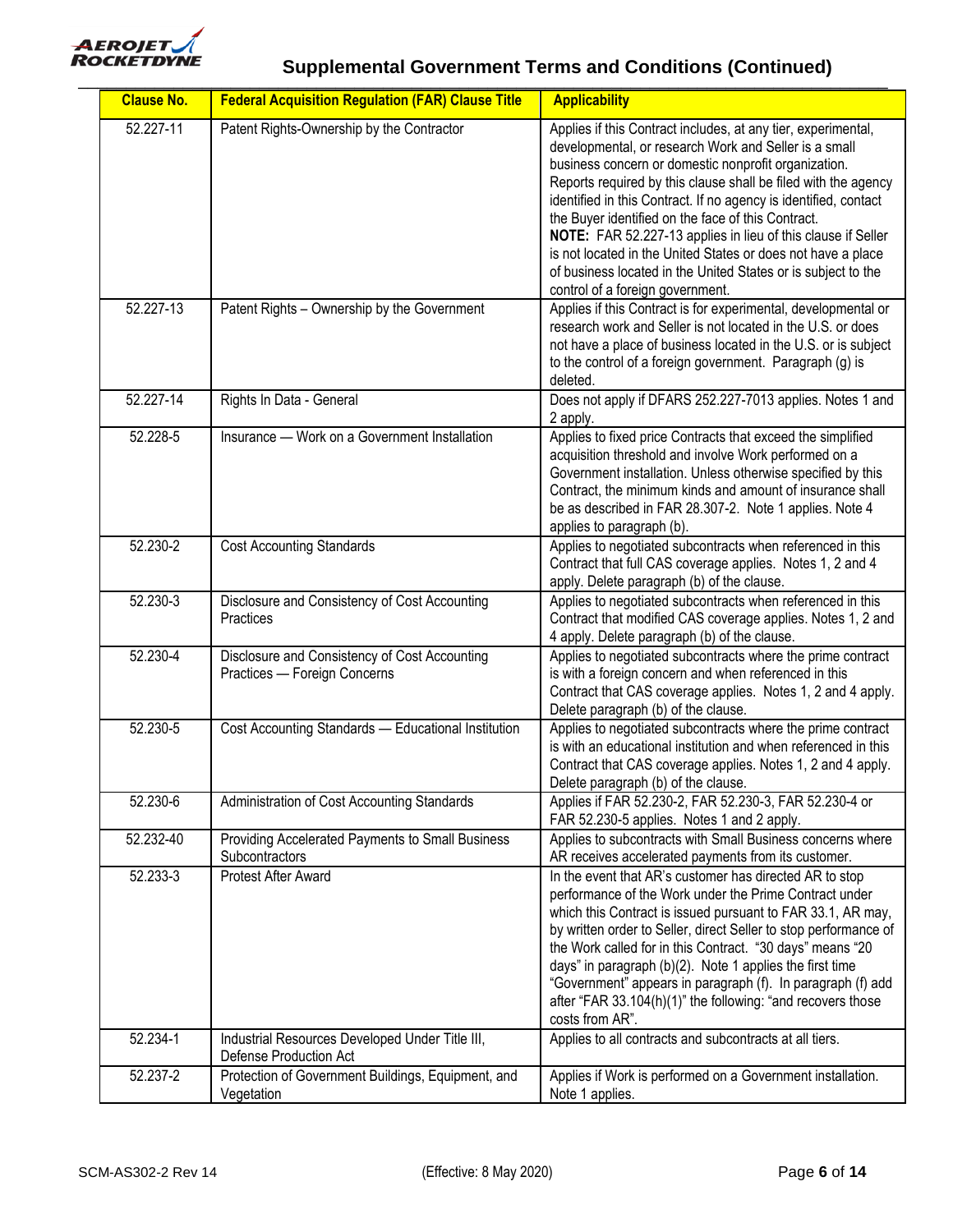## Supplemental Government Terms and Conditions (Continued)

| Clause No. | Federal Acquisition Regulation (FAR) Clause Title | Applicability |
|---|---|---|
| 52.227-11 | Patent Rights-Ownership by the Contractor | Applies if this Contract includes, at any tier, experimental, developmental, or research Work and Seller is a small business concern or domestic nonprofit organization. Reports required by this clause shall be filed with the agency identified in this Contract. If no agency is identified, contact the Buyer identified on the face of this Contract. **NOTE:** FAR 52.227-13 applies in lieu of this clause if Seller is not located in the United States or does not have a place of business located in the United States or is subject to the control of a foreign government. |
| 52.227-13 | Patent Rights – Ownership by the Government | Applies if this Contract is for experimental, developmental or research work and Seller is not located in the U.S. or does not have a place of business located in the U.S. or is subject to the control of a foreign government. Paragraph (g) is deleted. |
| 52.227-14 | Rights In Data - General | Does not apply if DFARS 252.227-7013 applies. Notes 1 and 2 apply. |
| 52.228-5 | Insurance — Work on a Government Installation | Applies to fixed price Contracts that exceed the simplified acquisition threshold and involve Work performed on a Government installation. Unless otherwise specified by this Contract, the minimum kinds and amount of insurance shall be as described in FAR 28.307-2. Note 1 applies. Note 4 applies to paragraph (b). |
| 52.230-2 | Cost Accounting Standards | Applies to negotiated subcontracts when referenced in this Contract that full CAS coverage applies. Notes 1, 2 and 4 apply. Delete paragraph (b) of the clause. |
| 52.230-3 | Disclosure and Consistency of Cost Accounting Practices | Applies to negotiated subcontracts when referenced in this Contract that modified CAS coverage applies. Notes 1, 2 and 4 apply. Delete paragraph (b) of the clause. |
| 52.230-4 | Disclosure and Consistency of Cost Accounting Practices — Foreign Concerns | Applies to negotiated subcontracts where the prime contract is with a foreign concern and when referenced in this Contract that CAS coverage applies. Notes 1, 2 and 4 apply. Delete paragraph (b) of the clause. |
| 52.230-5 | Cost Accounting Standards — Educational Institution | Applies to negotiated subcontracts where the prime contract is with an educational institution and when referenced in this Contract that CAS coverage applies. Notes 1, 2 and 4 apply. Delete paragraph (b) of the clause. |
| 52.230-6 | Administration of Cost Accounting Standards | Applies if FAR 52.230-2, FAR 52.230-3, FAR 52.230-4 or FAR 52.230-5 applies. Notes 1 and 2 apply. |
| 52.232-40 | Providing Accelerated Payments to Small Business Subcontractors | Applies to subcontracts with Small Business concerns where AR receives accelerated payments from its customer. |
| 52.233-3 | Protest After Award | In the event that AR's customer has directed AR to stop performance of the Work under the Prime Contract under which this Contract is issued pursuant to FAR 33.1, AR may, by written order to Seller, direct Seller to stop performance of the Work called for in this Contract. "30 days" means "20 days" in paragraph (b)(2). Note 1 applies the first time "Government" appears in paragraph (f). In paragraph (f) add after "FAR 33.104(h)(1)" the following: "and recovers those costs from AR". |
| 52.234-1 | Industrial Resources Developed Under Title III, Defense Production Act | Applies to all contracts and subcontracts at all tiers. |
| 52.237-2 | Protection of Government Buildings, Equipment, and Vegetation | Applies if Work is performed on a Government installation. Note 1 applies. |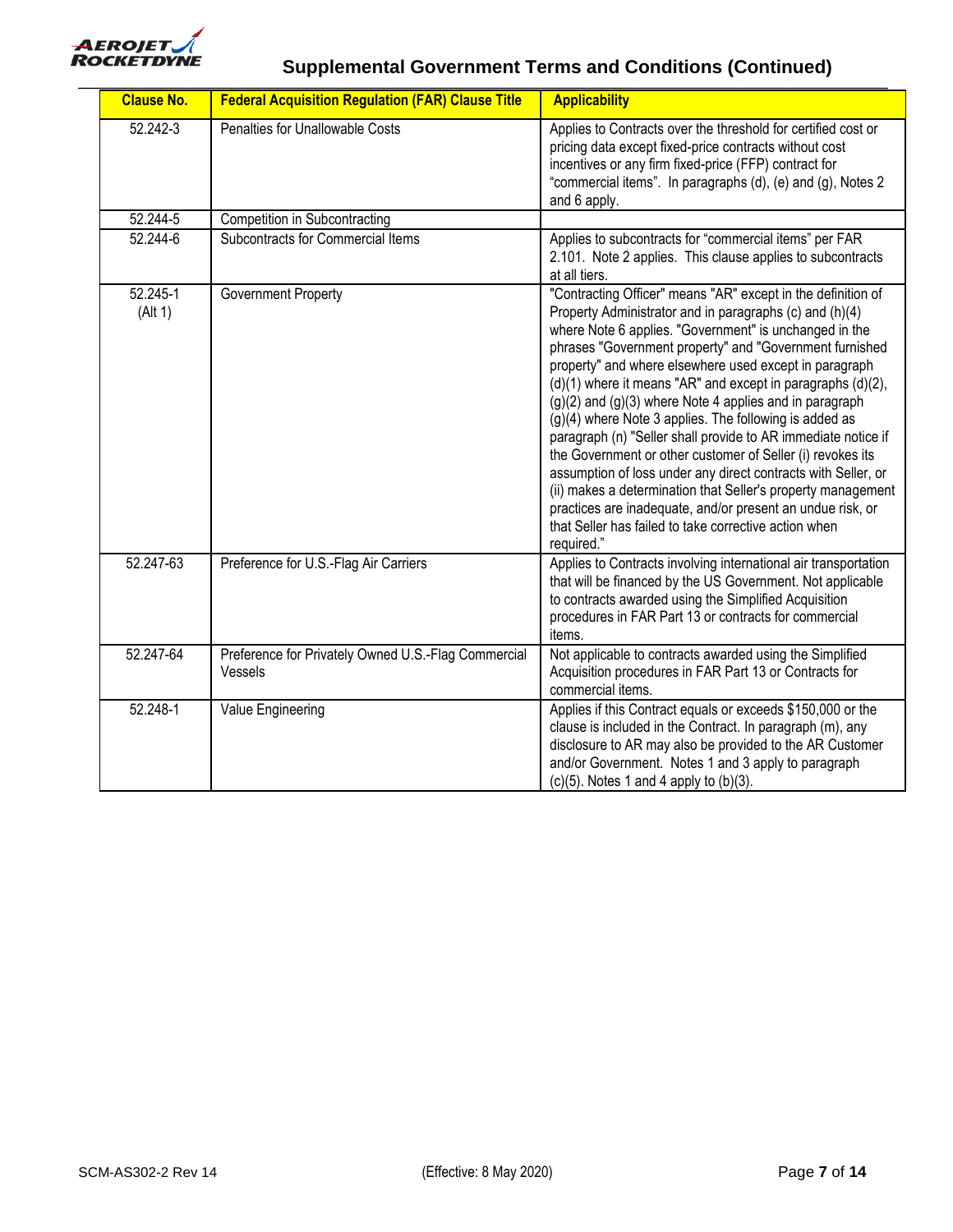## Supplemental Government Terms and Conditions (Continued)

| Clause No. | Federal Acquisition Regulation (FAR) Clause Title | Applicability |
|---|---|---|
| 52.242-3 | Penalties for Unallowable Costs | Applies to Contracts over the threshold for certified cost or pricing data except fixed-price contracts without cost incentives or any firm fixed-price (FFP) contract for "commercial items". In paragraphs (d), (e) and (g), Notes 2 and 6 apply. |
| 52.244-5 | Competition in Subcontracting | |
| 52.244-6 | Subcontracts for Commercial Items | Applies to subcontracts for "commercial items" per FAR 2.101. Note 2 applies. This clause applies to subcontracts at all tiers. |
| 52.245-1 (Alt 1) | Government Property | "Contracting Officer" means "AR" except in the definition of Property Administrator and in paragraphs (c) and (h)(4) where Note 6 applies. "Government" is unchanged in the phrases "Government property" and "Government furnished property" and where elsewhere used except in paragraph (d)(1) where it means "AR" and except in paragraphs (d)(2), (g)(2) and (g)(3) where Note 4 applies and in paragraph (g)(4) where Note 3 applies. The following is added as paragraph (n) "Seller shall provide to AR immediate notice if the Government or other customer of Seller (i) revokes its assumption of loss under any direct contracts with Seller, or (ii) makes a determination that Seller's property management practices are inadequate, and/or present an undue risk, or that Seller has failed to take corrective action when required." |
| 52.247-63 | Preference for U.S.-Flag Air Carriers | Applies to Contracts involving international air transportation that will be financed by the US Government. Not applicable to contracts awarded using the Simplified Acquisition procedures in FAR Part 13 or contracts for commercial items. |
| 52.247-64 | Preference for Privately Owned U.S.-Flag Commercial Vessels | Not applicable to contracts awarded using the Simplified Acquisition procedures in FAR Part 13 or Contracts for commercial items. |
| 52.248-1 | Value Engineering | Applies if this Contract equals or exceeds $150,000 or the clause is included in the Contract. In paragraph (m), any disclosure to AR may also be provided to the AR Customer and/or Government. Notes 1 and 3 apply to paragraph (c)(5). Notes 1 and 4 apply to (b)(3). |

SCM-AS302-2 Rev 14 (Effective: 8 May 2020)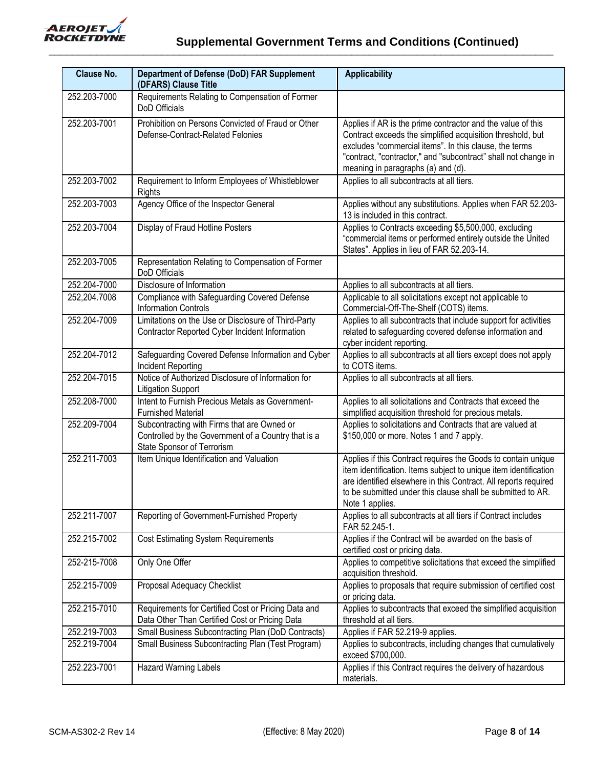| Clause No. | Department of Defense (DoD) FAR Supplement (DFARS) Clause Title | Applicability |
|---|---|---|
| 252.203-7000 | Requirements Relating to Compensation of Former DoD Officials | |
| 252.203-7001 | Prohibition on Persons Convicted of Fraud or Other Defense-Contract-Related Felonies | Applies if AR is the prime contractor and the value of this Contract exceeds the simplified acquisition threshold, but excludes "commercial items". In this clause, the terms "contract, "contractor," and "subcontract" shall not change in meaning in paragraphs (a) and (d). |
| 252.203-7002 | Requirement to Inform Employees of Whistleblower Rights | Applies to all subcontracts at all tiers. |
| 252.203-7003 | Agency Office of the Inspector General | Applies without any substitutions. Applies when FAR 52.203-13 is included in this contract. |
| 252.203-7004 | Display of Fraud Hotline Posters | Applies to Contracts exceeding $5,500,000, excluding "commercial items or performed entirely outside the United States". Applies in lieu of FAR 52.203-14. |
| 252.203-7005 | Representation Relating to Compensation of Former DoD Officials | |
| 252.204-7000 | Disclosure of Information | Applies to all subcontracts at all tiers. |
| 252,204.7008 | Compliance with Safeguarding Covered Defense Information Controls | Applicable to all solicitations except not applicable to Commercial-Off-The-Shelf (COTS) items. |
| 252.204-7009 | Limitations on the Use or Disclosure of Third-Party Contractor Reported Cyber Incident Information | Applies to all subcontracts that include support for activities related to safeguarding covered defense information and cyber incident reporting. |
| 252.204-7012 | Safeguarding Covered Defense Information and Cyber Incident Reporting | Applies to all subcontracts at all tiers except does not apply to COTS items. |
| 252.204-7015 | Notice of Authorized Disclosure of Information for Litigation Support | Applies to all subcontracts at all tiers. |
| 252.208-7000 | Intent to Furnish Precious Metals as Government-Furnished Material | Applies to all solicitations and Contracts that exceed the simplified acquisition threshold for precious metals. |
| 252.209-7004 | Subcontracting with Firms that are Owned or Controlled by the Government of a Country that is a State Sponsor of Terrorism | Applies to solicitations and Contracts that are valued at $150,000 or more. Notes 1 and 7 apply. |
| 252.211-7003 | Item Unique Identification and Valuation | Applies if this Contract requires the Goods to contain unique item identification. Items subject to unique item identification are identified elsewhere in this Contract. All reports required to be submitted under this clause shall be submitted to AR. Note 1 applies. |
| 252.211-7007 | Reporting of Government-Furnished Property | Applies to all subcontracts at all tiers if Contract includes FAR 52.245-1. |
| 252.215-7002 | Cost Estimating System Requirements | Applies if the Contract will be awarded on the basis of certified cost or pricing data. |
| 252-215-7008 | Only One Offer | Applies to competitive solicitations that exceed the simplified acquisition threshold. |
| 252.215-7009 | Proposal Adequacy Checklist | Applies to proposals that require submission of certified cost or pricing data. |
| 252.215-7010 | Requirements for Certified Cost or Pricing Data and Data Other Than Certified Cost or Pricing Data | Applies to subcontracts that exceed the simplified acquisition threshold at all tiers. |
| 252.219-7003 | Small Business Subcontracting Plan (DoD Contracts) | Applies if FAR 52.219-9 applies. |
| 252.219-7004 | Small Business Subcontracting Plan (Test Program) | Applies to subcontracts, including changes that cumulatively exceed $700,000. |
| 252.223-7001 | Hazard Warning Labels | Applies if this Contract requires the delivery of hazardous materials. |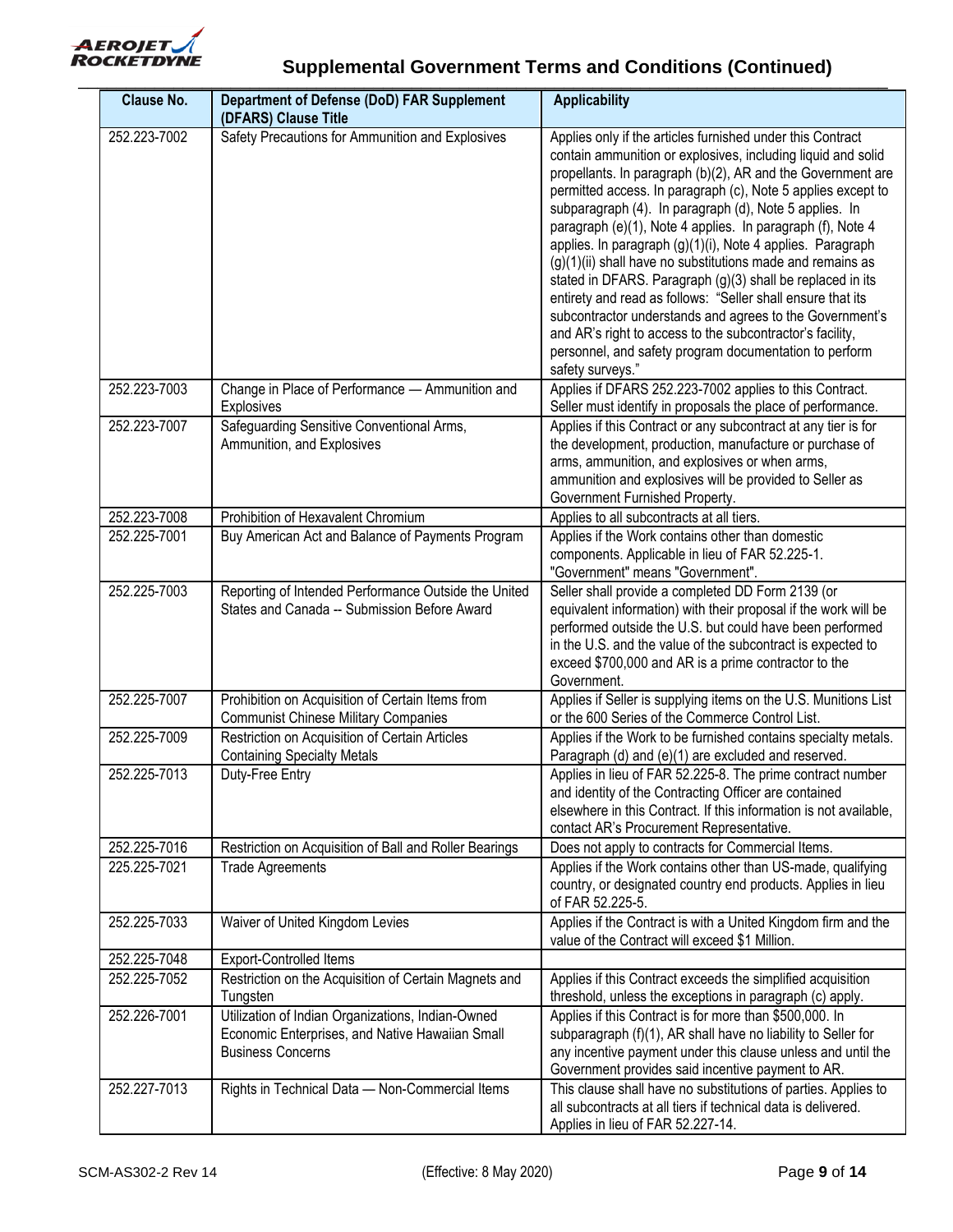## Supplemental Government Terms and Conditions (Continued)

| Clause No. | Department of Defense (DoD) FAR Supplement (DFARS) Clause Title | Applicability |
|---|---|---|
| 252.223-7002 | Safety Precautions for Ammunition and Explosives | Applies only if the articles furnished under this Contract contain ammunition or explosives, including liquid and solid propellants. In paragraph (b)(2), AR and the Government are permitted access. In paragraph (c), Note 5 applies except to subparagraph (4). In paragraph (d), Note 5 applies. In paragraph (e)(1), Note 4 applies. In paragraph (f), Note 4 applies. In paragraph (g)(1)(i), Note 4 applies. Paragraph (g)(1)(ii) shall have no substitutions made and remains as stated in DFARS. Paragraph (g)(3) shall be replaced in its entirety and read as follows: "Seller shall ensure that its subcontractor understands and agrees to the Government's and AR's right to access to the subcontractor's facility, personnel, and safety program documentation to perform safety surveys." |
| 252.223-7003 | Change in Place of Performance — Ammunition and Explosives | Applies if DFARS 252.223-7002 applies to this Contract. Seller must identify in proposals the place of performance. |
| 252.223-7007 | Safeguarding Sensitive Conventional Arms, Ammunition, and Explosives | Applies if this Contract or any subcontract at any tier is for the development, production, manufacture or purchase of arms, ammunition, and explosives or when arms, ammunition and explosives will be provided to Seller as Government Furnished Property. |
| 252.223-7008 | Prohibition of Hexavalent Chromium | Applies to all subcontracts at all tiers. |
| 252.225-7001 | Buy American Act and Balance of Payments Program | Applies if the Work contains other than domestic components. Applicable in lieu of FAR 52.225-1. "Government" means "Government". |
| 252.225-7003 | Reporting of Intended Performance Outside the United States and Canada -- Submission Before Award | Seller shall provide a completed DD Form 2139 (or equivalent information) with their proposal if the work will be performed outside the U.S. but could have been performed in the U.S. and the value of the subcontract is expected to exceed $700,000 and AR is a prime contractor to the Government. |
| 252.225-7007 | Prohibition on Acquisition of Certain Items from Communist Chinese Military Companies | Applies if Seller is supplying items on the U.S. Munitions List or the 600 Series of the Commerce Control List. |
| 252.225-7009 | Restriction on Acquisition of Certain Articles Containing Specialty Metals | Applies if the Work to be furnished contains specialty metals. Paragraph (d) and (e)(1) are excluded and reserved. |
| 252.225-7013 | Duty-Free Entry | Applies in lieu of FAR 52.225-8. The prime contract number and identity of the Contracting Officer are contained elsewhere in this Contract. If this information is not available, contact AR's Procurement Representative. |
| 252.225-7016 | Restriction on Acquisition of Ball and Roller Bearings | Does not apply to contracts for Commercial Items. |
| 225.225-7021 | Trade Agreements | Applies if the Work contains other than US-made, qualifying country, or designated country end products. Applies in lieu of FAR 52.225-5. |
| 252.225-7033 | Waiver of United Kingdom Levies | Applies if the Contract is with a United Kingdom firm and the value of the Contract will exceed $1 Million. |
| 252.225-7048 | Export-Controlled Items | |
| 252.225-7052 | Restriction on the Acquisition of Certain Magnets and Tungsten | Applies if this Contract exceeds the simplified acquisition threshold, unless the exceptions in paragraph (c) apply. |
| 252.226-7001 | Utilization of Indian Organizations, Indian-Owned Economic Enterprises, and Native Hawaiian Small Business Concerns | Applies if this Contract is for more than $500,000. In subparagraph (f)(1), AR shall have no liability to Seller for any incentive payment under this clause unless and until the Government provides said incentive payment to AR. |
| 252.227-7013 | Rights in Technical Data — Non-Commercial Items | This clause shall have no substitutions of parties. Applies to all subcontracts at all tiers if technical data is delivered. Applies in lieu of FAR 52.227-14. |

SCM-AS302-2 Rev 14 (Effective: 8 May 2020)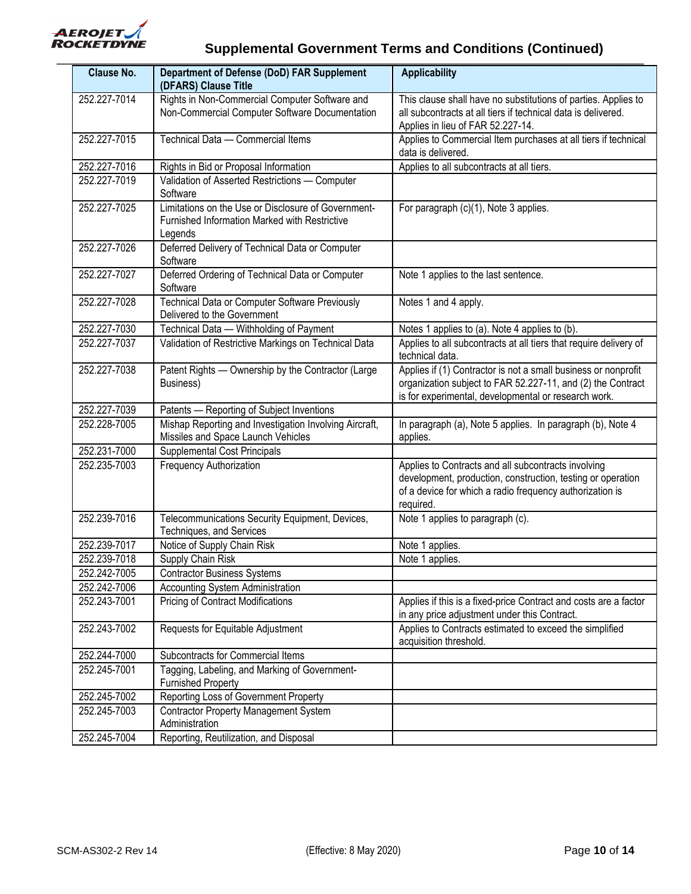## Supplemental Government Terms and Conditions (Continued)

| Clause No. | Department of Defense (DoD) FAR Supplement (DFARS) Clause Title | Applicability |
|---|---|---|
| 252.227-7014 | Rights in Non-Commercial Computer Software and Non-Commercial Computer Software Documentation | This clause shall have no substitutions of parties. Applies to all subcontracts at all tiers if technical data is delivered. Applies in lieu of FAR 52.227-14. |
| 252.227-7015 | Technical Data — Commercial Items | Applies to Commercial Item purchases at all tiers if technical data is delivered. |
| 252.227-7016 | Rights in Bid or Proposal Information | Applies to all subcontracts at all tiers. |
| 252.227-7019 | Validation of Asserted Restrictions — Computer Software | |
| 252.227-7025 | Limitations on the Use or Disclosure of Government-Furnished Information Marked with Restrictive Legends | For paragraph (c)(1), Note 3 applies. |
| 252.227-7026 | Deferred Delivery of Technical Data or Computer Software | |
| 252.227-7027 | Deferred Ordering of Technical Data or Computer Software | Note 1 applies to the last sentence. |
| 252.227-7028 | Technical Data or Computer Software Previously Delivered to the Government | Notes 1 and 4 apply. |
| 252.227-7030 | Technical Data — Withholding of Payment | Notes 1 applies to (a). Note 4 applies to (b). |
| 252.227-7037 | Validation of Restrictive Markings on Technical Data | Applies to all subcontracts at all tiers that require delivery of technical data. |
| 252.227-7038 | Patent Rights — Ownership by the Contractor (Large Business) | Applies if (1) Contractor is not a small business or nonprofit organization subject to FAR 52.227-11, and (2) the Contract is for experimental, developmental or research work. |
| 252.227-7039 | Patents — Reporting of Subject Inventions | |
| 252.228-7005 | Mishap Reporting and Investigation Involving Aircraft, Missiles and Space Launch Vehicles | In paragraph (a), Note 5 applies. In paragraph (b), Note 4 applies. |
| 252.231-7000 | Supplemental Cost Principals | |
| 252.235-7003 | Frequency Authorization | Applies to Contracts and all subcontracts involving development, production, construction, testing or operation of a device for which a radio frequency authorization is required. |
| 252.239-7016 | Telecommunications Security Equipment, Devices, Techniques, and Services | Note 1 applies to paragraph (c). |
| 252.239-7017 | Notice of Supply Chain Risk | Note 1 applies. |
| 252.239-7018 | Supply Chain Risk | Note 1 applies. |
| 252.242-7005 | Contractor Business Systems | |
| 252.242-7006 | Accounting System Administration | |
| 252.243-7001 | Pricing of Contract Modifications | Applies if this is a fixed-price Contract and costs are a factor in any price adjustment under this Contract. |
| 252.243-7002 | Requests for Equitable Adjustment | Applies to Contracts estimated to exceed the simplified acquisition threshold. |
| 252.244-7000 | Subcontracts for Commercial Items | |
| 252.245-7001 | Tagging, Labeling, and Marking of Government-Furnished Property | |
| 252.245-7002 | Reporting Loss of Government Property | |
| 252.245-7003 | Contractor Property Management System Administration | |
| 252.245-7004 | Reporting, Reutilization, and Disposal | |

SCM-AS302-2 Rev 14 (Effective: 8 May 2020)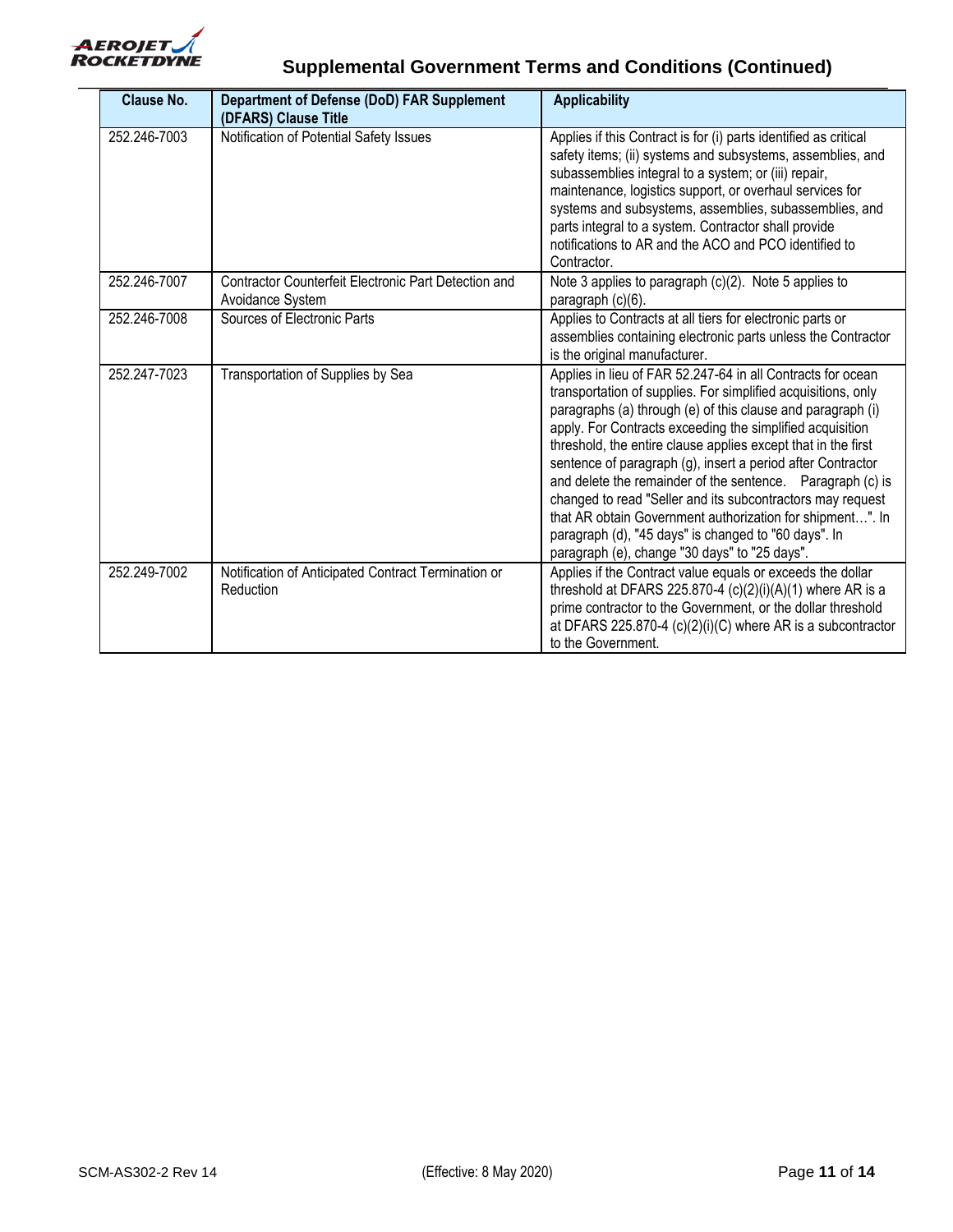## Supplemental Government Terms and Conditions (Continued)

| Clause No. | Department of Defense (DoD) FAR Supplement (DFARS) Clause Title | Applicability |
|---|---|---|
| 252.246-7003 | Notification of Potential Safety Issues | Applies if this Contract is for (i) parts identified as critical safety items; (ii) systems and subsystems, assemblies, and subassemblies integral to a system; or (iii) repair, maintenance, logistics support, or overhaul services for systems and subsystems, assemblies, subassemblies, and parts integral to a system. Contractor shall provide notifications to AR and the ACO and PCO identified to Contractor. |
| 252.246-7007 | Contractor Counterfeit Electronic Part Detection and Avoidance System | Note 3 applies to paragraph (c)(2). Note 5 applies to paragraph (c)(6). |
| 252.246-7008 | Sources of Electronic Parts | Applies to Contracts at all tiers for electronic parts or assemblies containing electronic parts unless the Contractor is the original manufacturer. |
| 252.247-7023 | Transportation of Supplies by Sea | Applies in lieu of FAR 52.247-64 in all Contracts for ocean transportation of supplies. For simplified acquisitions, only paragraphs (a) through (e) of this clause and paragraph (i) apply. For Contracts exceeding the simplified acquisition threshold, the entire clause applies except that in the first sentence of paragraph (g), insert a period after Contractor and delete the remainder of the sentence. Paragraph (c) is changed to read "Seller and its subcontractors may request that AR obtain Government authorization for shipment…". In paragraph (d), "45 days" is changed to "60 days". In paragraph (e), change "30 days" to "25 days". |
| 252.249-7002 | Notification of Anticipated Contract Termination or Reduction | Applies if the Contract value equals or exceeds the dollar threshold at DFARS 225.870-4 (c)(2)(i)(A)(1) where AR is a prime contractor to the Government, or the dollar threshold at DFARS 225.870-4 (c)(2)(i)(C) where AR is a subcontractor to the Government. |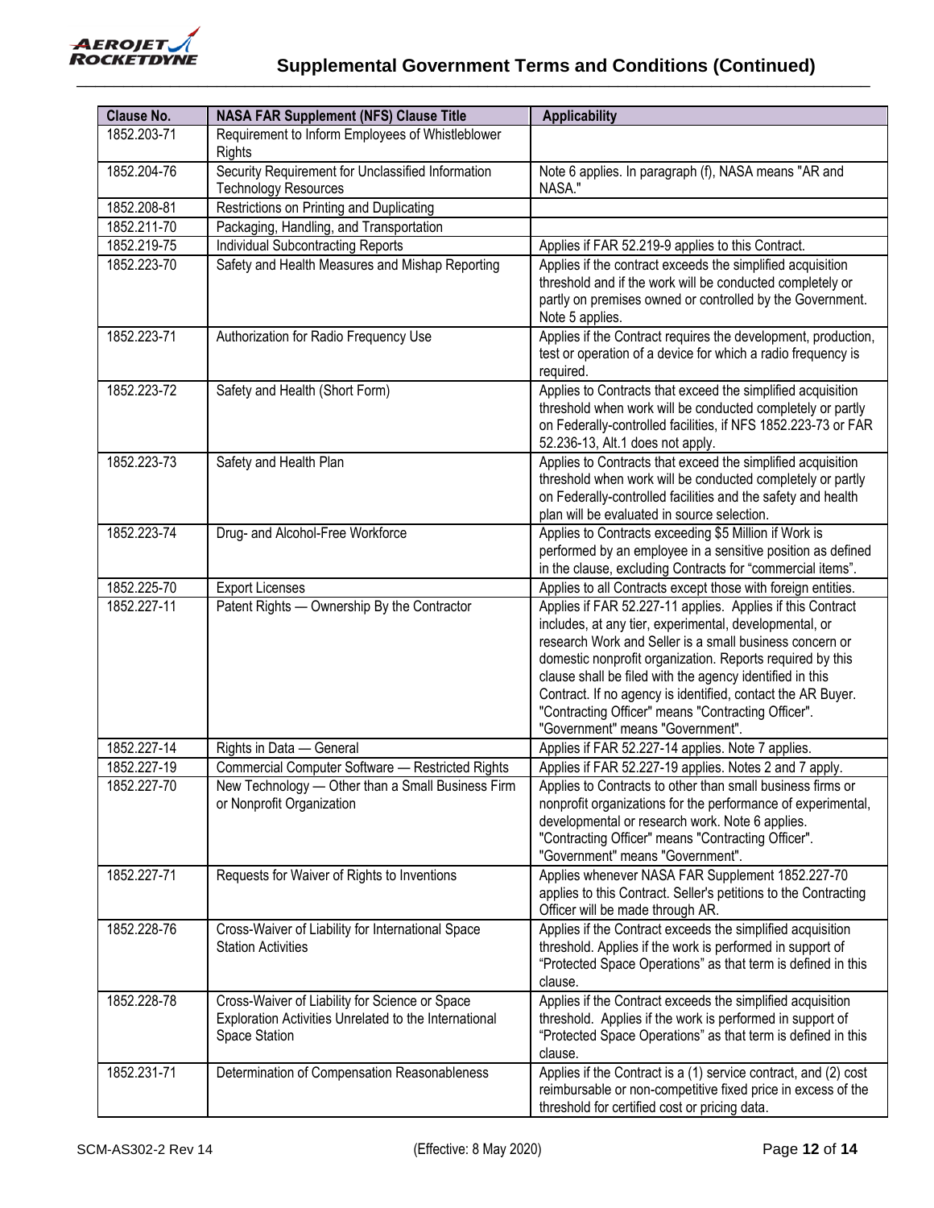## Supplemental Government Terms and Conditions (Continued)

| Clause No. | NASA FAR Supplement (NFS) Clause Title | Applicability |
|---|---|---|
| 1852.203-71 | Requirement to Inform Employees of Whistleblower Rights | |
| 1852.204-76 | Security Requirement for Unclassified Information Technology Resources | Note 6 applies. In paragraph (f), NASA means "AR and NASA." |
| 1852.208-81 | Restrictions on Printing and Duplicating | |
| 1852.211-70 | Packaging, Handling, and Transportation | |
| 1852.219-75 | Individual Subcontracting Reports | Applies if FAR 52.219-9 applies to this Contract. |
| 1852.223-70 | Safety and Health Measures and Mishap Reporting | Applies if the contract exceeds the simplified acquisition threshold and if the work will be conducted completely or partly on premises owned or controlled by the Government. Note 5 applies. |
| 1852.223-71 | Authorization for Radio Frequency Use | Applies if the Contract requires the development, production, test or operation of a device for which a radio frequency is required. |
| 1852.223-72 | Safety and Health (Short Form) | Applies to Contracts that exceed the simplified acquisition threshold when work will be conducted completely or partly on Federally-controlled facilities, if NFS 1852.223-73 or FAR 52.236-13, Alt.1 does not apply. |
| 1852.223-73 | Safety and Health Plan | Applies to Contracts that exceed the simplified acquisition threshold when work will be conducted completely or partly on Federally-controlled facilities and the safety and health plan will be evaluated in source selection. |
| 1852.223-74 | Drug- and Alcohol-Free Workforce | Applies to Contracts exceeding $5 Million if Work is performed by an employee in a sensitive position as defined in the clause, excluding Contracts for "commercial items". |
| 1852.225-70 | Export Licenses | Applies to all Contracts except those with foreign entities. |
| 1852.227-11 | Patent Rights — Ownership By the Contractor | Applies if FAR 52.227-11 applies. Applies if this Contract includes, at any tier, experimental, developmental, or research Work and Seller is a small business concern or domestic nonprofit organization. Reports required by this clause shall be filed with the agency identified in this Contract. If no agency is identified, contact the AR Buyer. "Contracting Officer" means "Contracting Officer". "Government" means "Government". |
| 1852.227-14 | Rights in Data — General | Applies if FAR 52.227-14 applies. Note 7 applies. |
| 1852.227-19 | Commercial Computer Software — Restricted Rights | Applies if FAR 52.227-19 applies. Notes 2 and 7 apply. |
| 1852.227-70 | New Technology — Other than a Small Business Firm or Nonprofit Organization | Applies to Contracts to other than small business firms or nonprofit organizations for the performance of experimental, developmental or research work. Note 6 applies. "Contracting Officer" means "Contracting Officer". "Government" means "Government". |
| 1852.227-71 | Requests for Waiver of Rights to Inventions | Applies whenever NASA FAR Supplement 1852.227-70 applies to this Contract. Seller's petitions to the Contracting Officer will be made through AR. |
| 1852.228-76 | Cross-Waiver of Liability for International Space Station Activities | Applies if the Contract exceeds the simplified acquisition threshold. Applies if the work is performed in support of "Protected Space Operations" as that term is defined in this clause. |
| 1852.228-78 | Cross-Waiver of Liability for Science or Space Exploration Activities Unrelated to the International Space Station | Applies if the Contract exceeds the simplified acquisition threshold. Applies if the work is performed in support of "Protected Space Operations" as that term is defined in this clause. |
| 1852.231-71 | Determination of Compensation Reasonableness | Applies if the Contract is a (1) service contract, and (2) cost reimbursable or non-competitive fixed price in excess of the threshold for certified cost or pricing data. |

SCM-AS302-2 Rev 14 (Effective: 8 May 2020)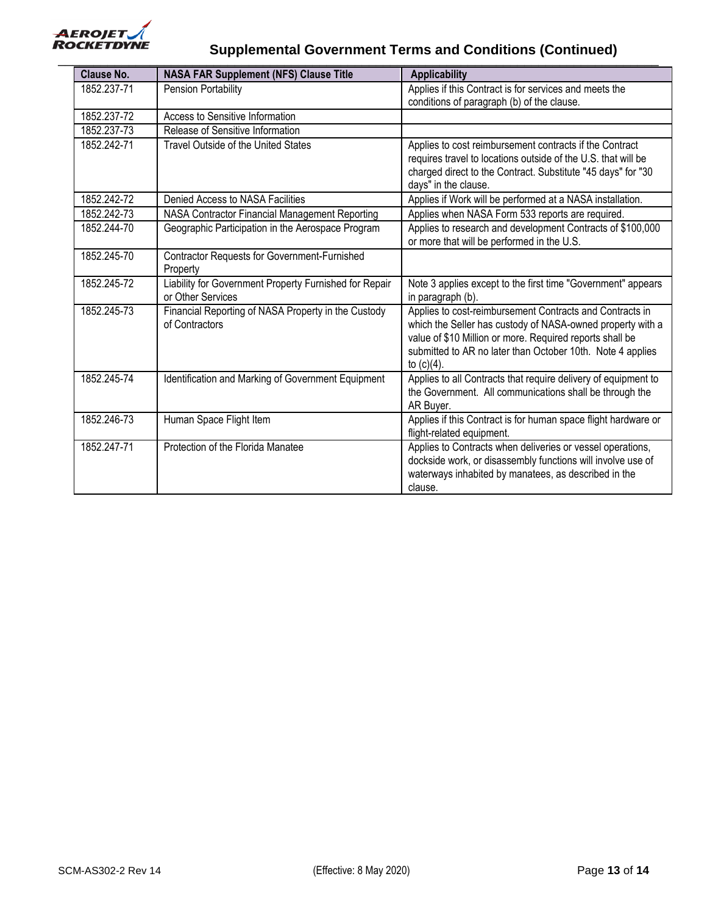## Supplemental Government Terms and Conditions (Continued)

| Clause No. | NASA FAR Supplement (NFS) Clause Title | Applicability |
|---|---|---|
| 1852.237-71 | Pension Portability | Applies if this Contract is for services and meets the conditions of paragraph (b) of the clause. |
| 1852.237-72 | Access to Sensitive Information | |
| 1852.237-73 | Release of Sensitive Information | |
| 1852.242-71 | Travel Outside of the United States | Applies to cost reimbursement contracts if the Contract requires travel to locations outside of the U.S. that will be charged direct to the Contract. Substitute "45 days" for "30 days" in the clause. |
| 1852.242-72 | Denied Access to NASA Facilities | Applies if Work will be performed at a NASA installation. |
| 1852.242-73 | NASA Contractor Financial Management Reporting | Applies when NASA Form 533 reports are required. |
| 1852.244-70 | Geographic Participation in the Aerospace Program | Applies to research and development Contracts of $100,000 or more that will be performed in the U.S. |
| 1852.245-70 | Contractor Requests for Government-Furnished Property | |
| 1852.245-72 | Liability for Government Property Furnished for Repair or Other Services | Note 3 applies except to the first time "Government" appears in paragraph (b). |
| 1852.245-73 | Financial Reporting of NASA Property in the Custody of Contractors | Applies to cost-reimbursement Contracts and Contracts in which the Seller has custody of NASA-owned property with a value of $10 Million or more. Required reports shall be submitted to AR no later than October 10th. Note 4 applies to (c)(4). |
| 1852.245-74 | Identification and Marking of Government Equipment | Applies to all Contracts that require delivery of equipment to the Government. All communications shall be through the AR Buyer. |
| 1852.246-73 | Human Space Flight Item | Applies if this Contract is for human space flight hardware or flight-related equipment. |
| 1852.247-71 | Protection of the Florida Manatee | Applies to Contracts when deliveries or vessel operations, dockside work, or disassembly functions will involve use of waterways inhabited by manatees, as described in the clause. |

SCM-AS302-2 Rev 14 (Effective: 8 May 2020)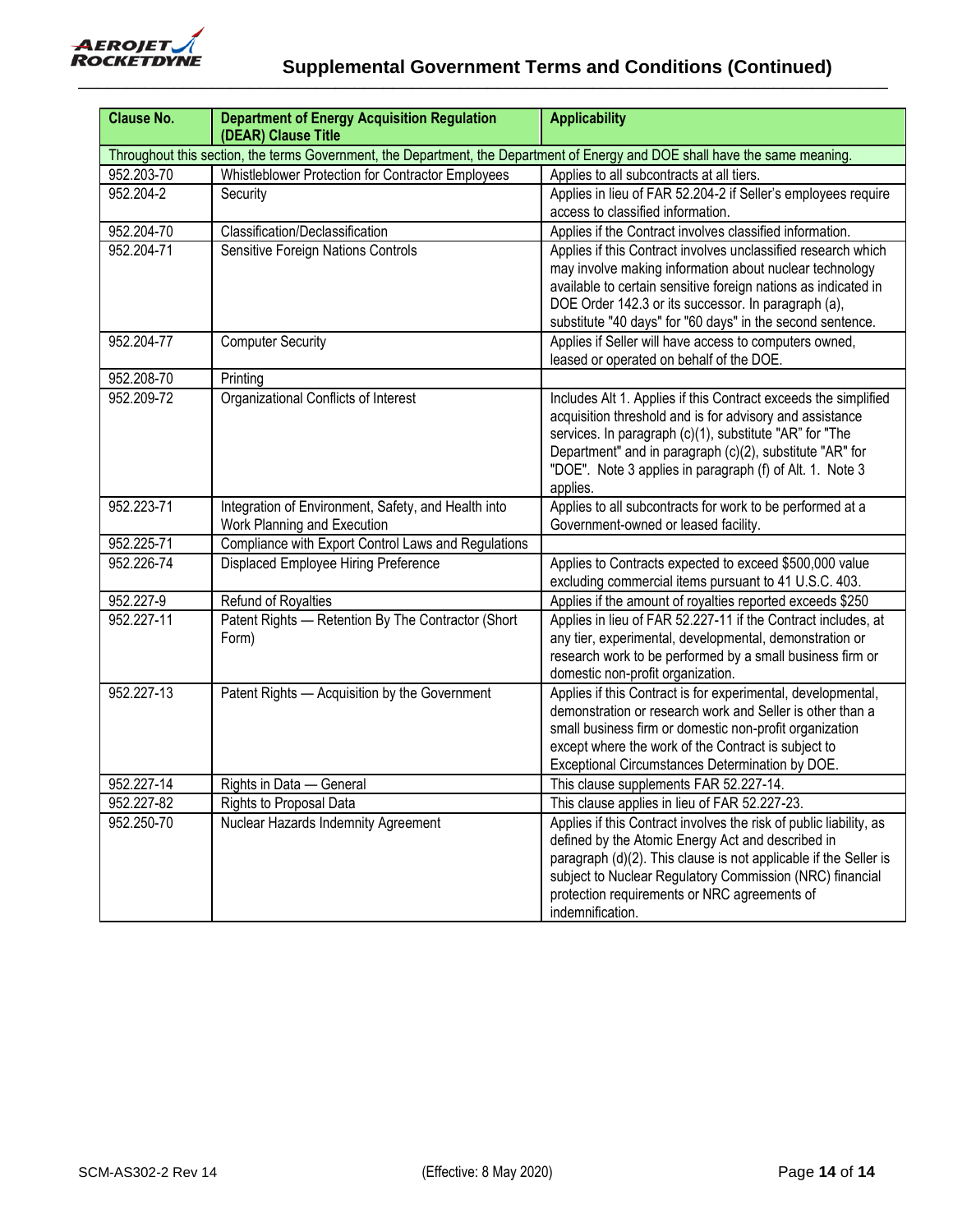## Supplemental Government Terms and Conditions (Continued)

| Clause No. | Department of Energy Acquisition Regulation (DEAR) Clause Title | Applicability |
|---|---|---|
| Throughout this section, the terms Government, the Department, the Department of Energy and DOE shall have the same meaning. | | |
| 952.203-70 | Whistleblower Protection for Contractor Employees | Applies to all subcontracts at all tiers. |
| 952.204-2 | Security | Applies in lieu of FAR 52.204-2 if Seller's employees require access to classified information. |
| 952.204-70 | Classification/Declassification | Applies if the Contract involves classified information. |
| 952.204-71 | Sensitive Foreign Nations Controls | Applies if this Contract involves unclassified research which may involve making information about nuclear technology available to certain sensitive foreign nations as indicated in DOE Order 142.3 or its successor. In paragraph (a), substitute "40 days" for "60 days" in the second sentence. |
| 952.204-77 | Computer Security | Applies if Seller will have access to computers owned, leased or operated on behalf of the DOE. |
| 952.208-70 | Printing | |
| 952.209-72 | Organizational Conflicts of Interest | Includes Alt 1. Applies if this Contract exceeds the simplified acquisition threshold and is for advisory and assistance services. In paragraph (c)(1), substitute "AR" for "The Department" and in paragraph (c)(2), substitute "AR" for "DOE". Note 3 applies in paragraph (f) of Alt. 1. Note 3 applies. |
| 952.223-71 | Integration of Environment, Safety, and Health into Work Planning and Execution | Applies to all subcontracts for work to be performed at a Government-owned or leased facility. |
| 952.225-71 | Compliance with Export Control Laws and Regulations | |
| 952.226-74 | Displaced Employee Hiring Preference | Applies to Contracts expected to exceed $500,000 value excluding commercial items pursuant to 41 U.S.C. 403. |
| 952.227-9 | Refund of Royalties | Applies if the amount of royalties reported exceeds $250 |
| 952.227-11 | Patent Rights — Retention By The Contractor (Short Form) | Applies in lieu of FAR 52.227-11 if the Contract includes, at any tier, experimental, developmental, demonstration or research work to be performed by a small business firm or domestic non-profit organization. |
| 952.227-13 | Patent Rights — Acquisition by the Government | Applies if this Contract is for experimental, developmental, demonstration or research work and Seller is other than a small business firm or domestic non-profit organization except where the work of the Contract is subject to Exceptional Circumstances Determination by DOE. |
| 952.227-14 | Rights in Data — General | This clause supplements FAR 52.227-14. |
| 952.227-82 | Rights to Proposal Data | This clause applies in lieu of FAR 52.227-23. |
| 952.250-70 | Nuclear Hazards Indemnity Agreement | Applies if this Contract involves the risk of public liability, as defined by the Atomic Energy Act and described in paragraph (d)(2). This clause is not applicable if the Seller is subject to Nuclear Regulatory Commission (NRC) financial protection requirements or NRC agreements of indemnification. |

SCM-AS302-2 Rev 14 (Effective: 8 May 2020)